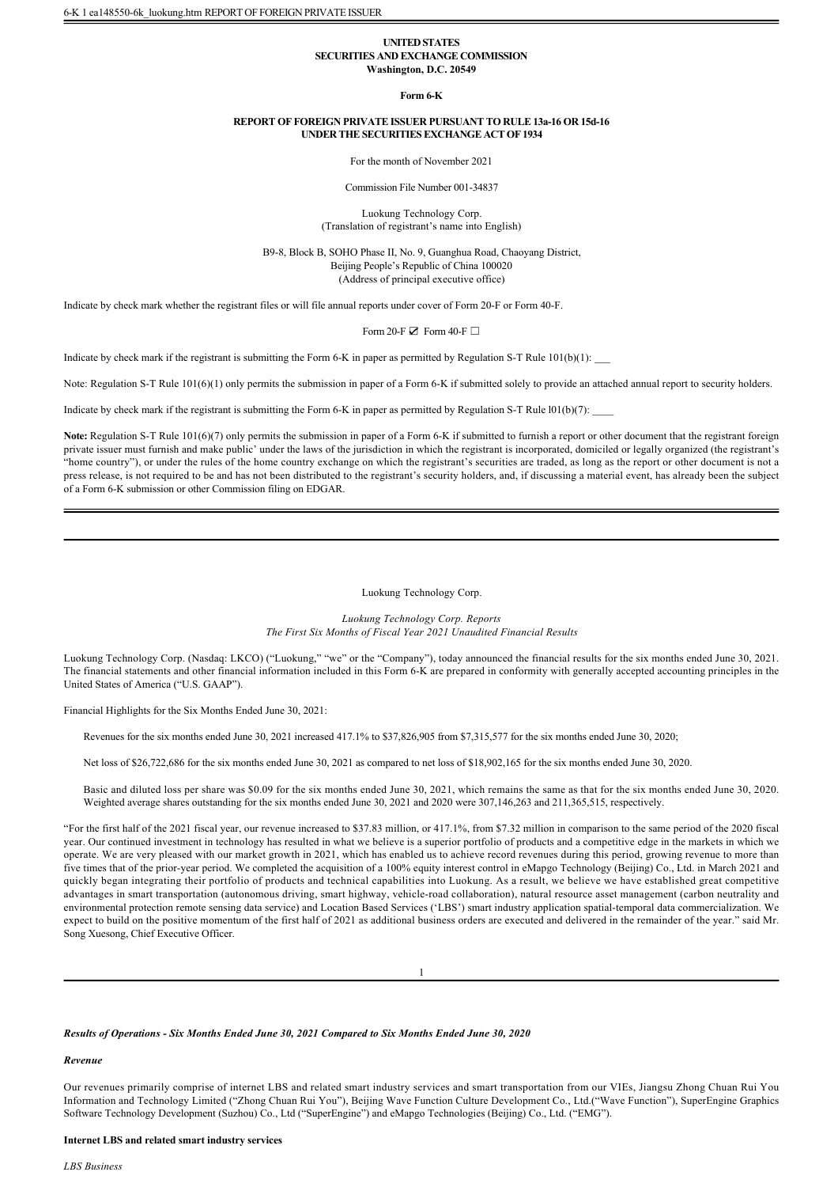**UNITED STATES**
**SECURITIES AND EXCHANGE COMMISSION**
**Washington, D.C. 20549**

**Form 6-K**

**REPORT OF FOREIGN PRIVATE ISSUER PURSUANT TO RULE 13a-16 OR 15d-16**
**UNDER THE SECURITIES EXCHANGE ACT OF 1934**

For the month of November 2021

Commission File Number 001-34837

Luokung Technology Corp.
(Translation of registrant's name into English)

B9-8, Block B, SOHO Phase II, No. 9, Guanghua Road, Chaoyang District,
Beijing People's Republic of China 100020
(Address of principal executive office)

Indicate by check mark whether the registrant files or will file annual reports under cover of Form 20-F or Form 40-F.

Form 20-F ☑ Form 40-F ☐

Indicate by check mark if the registrant is submitting the Form 6-K in paper as permitted by Regulation S-T Rule 101(b)(1): ___

Note: Regulation S-T Rule 101(6)(1) only permits the submission in paper of a Form 6-K if submitted solely to provide an attached annual report to security holders.

Indicate by check mark if the registrant is submitting the Form 6-K in paper as permitted by Regulation S-T Rule l01(b)(7): ____

**Note:** Regulation S-T Rule 101(6)(7) only permits the submission in paper of a Form 6-K if submitted to furnish a report or other document that the registrant foreign private issuer must furnish and make public' under the laws of the jurisdiction in which the registrant is incorporated, domiciled or legally organized (the registrant's "home country"), or under the rules of the home country exchange on which the registrant's securities are traded, as long as the report or other document is not a press release, is not required to be and has not been distributed to the registrant's security holders, and, if discussing a material event, has already been the subject of a Form 6-K submission or other Commission filing on EDGAR.

---

Luokung Technology Corp.

*Luokung Technology Corp. Reports*
*The First Six Months of Fiscal Year 2021 Unaudited Financial Results*

Luokung Technology Corp. (Nasdaq: LKCO) ("Luokung," "we" or the "Company"), today announced the financial results for the six months ended June 30, 2021. The financial statements and other financial information included in this Form 6-K are prepared in conformity with generally accepted accounting principles in the United States of America ("U.S. GAAP").

Financial Highlights for the Six Months Ended June 30, 2021:

- Revenues for the six months ended June 30, 2021 increased 417.1% to $37,826,905 from $7,315,577 for the six months ended June 30, 2020;
- Net loss of $26,722,686 for the six months ended June 30, 2021 as compared to net loss of $18,902,165 for the six months ended June 30, 2020.
- Basic and diluted loss per share was $0.09 for the six months ended June 30, 2021, which remains the same as that for the six months ended June 30, 2020. Weighted average shares outstanding for the six months ended June 30, 2021 and 2020 were 307,146,263 and 211,365,515, respectively.

"For the first half of the 2021 fiscal year, our revenue increased to $37.83 million, or 417.1%, from $7.32 million in comparison to the same period of the 2020 fiscal year. Our continued investment in technology has resulted in what we believe is a superior portfolio of products and a competitive edge in the markets in which we operate. We are very pleased with our market growth in 2021, which has enabled us to achieve record revenues during this period, growing revenue to more than five times that of the prior-year period. We completed the acquisition of a 100% equity interest control in eMapgo Technology (Beijing) Co., Ltd. in March 2021 and quickly began integrating their portfolio of products and technical capabilities into Luokung. As a result, we believe we have established great competitive advantages in smart transportation (autonomous driving, smart highway, vehicle-road collaboration), natural resource asset management (carbon neutrality and environmental protection remote sensing data service) and Location Based Services ('LBS') smart industry application spatial-temporal data commercialization. We expect to build on the positive momentum of the first half of 2021 as additional business orders are executed and delivered in the remainder of the year." said Mr. Song Xuesong, Chief Executive Officer.

---

***Results of Operations - Six Months Ended June 30, 2021 Compared to Six Months Ended June 30, 2020***

***Revenue***

Our revenues primarily comprise of internet LBS and related smart industry services and smart transportation from our VIEs, Jiangsu Zhong Chuan Rui You Information and Technology Limited ("Zhong Chuan Rui You"), Beijing Wave Function Culture Development Co., Ltd.("Wave Function"), SuperEngine Graphics Software Technology Development (Suzhou) Co., Ltd ("SuperEngine") and eMapgo Technologies (Beijing) Co., Ltd. ("EMG").

**Internet LBS and related smart industry services**

*LBS Business*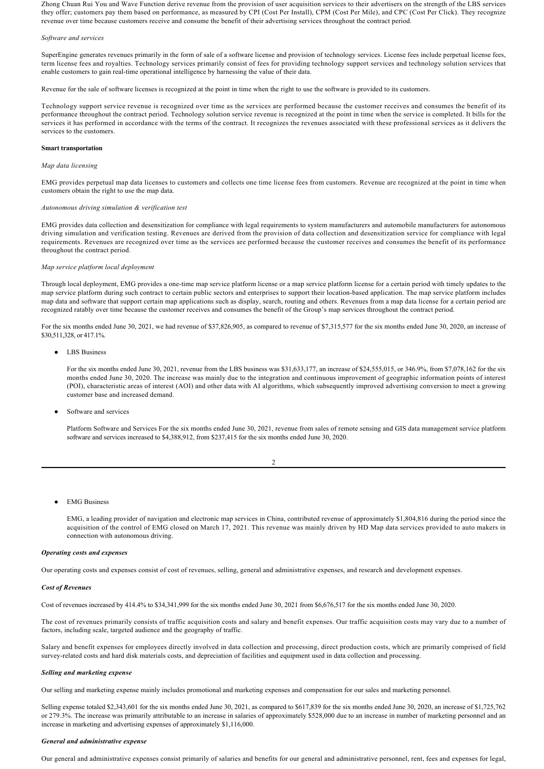Zhong Chuan Rui You and Wave Function derive revenue from the provision of user acquisition services to their advertisers on the strength of the LBS services they offer; customers pay them based on performance, as measured by CPI (Cost Per Install), CPM (Cost Per Mile), and CPC (Cost Per Click). They recognize revenue over time because customers receive and consume the benefit of their advertising services throughout the contract period.

*Software and services*

SuperEngine generates revenues primarily in the form of sale of a software license and provision of technology services. License fees include perpetual license fees, term license fees and royalties. Technology services primarily consist of fees for providing technology support services and technology solution services that enable customers to gain real-time operational intelligence by harnessing the value of their data.

Revenue for the sale of software licenses is recognized at the point in time when the right to use the software is provided to its customers.

Technology support service revenue is recognized over time as the services are performed because the customer receives and consumes the benefit of its performance throughout the contract period. Technology solution service revenue is recognized at the point in time when the service is completed. It bills for the services it has performed in accordance with the terms of the contract. It recognizes the revenues associated with these professional services as it delivers the services to the customers.

**Smart transportation**

*Map data licensing*

EMG provides perpetual map data licenses to customers and collects one time license fees from customers. Revenue are recognized at the point in time when customers obtain the right to use the map data.

*Autonomous driving simulation & verification test*

EMG provides data collection and desensitization for compliance with legal requirements to system manufacturers and automobile manufacturers for autonomous driving simulation and verification testing. Revenues are derived from the provision of data collection and desensitization service for compliance with legal requirements. Revenues are recognized over time as the services are performed because the customer receives and consumes the benefit of its performance throughout the contract period.

*Map service platform local deployment*

Through local deployment, EMG provides a one-time map service platform license or a map service platform license for a certain period with timely updates to the map service platform during such contract to certain public sectors and enterprises to support their location-based application. The map service platform includes map data and software that support certain map applications such as display, search, routing and others. Revenues from a map data license for a certain period are recognized ratably over time because the customer receives and consumes the benefit of the Group's map services throughout the contract period.

For the six months ended June 30, 2021, we had revenue of $37,826,905, as compared to revenue of $7,315,577 for the six months ended June 30, 2020, an increase of $30,511,328, or 417.1%.

- LBS Business

  For the six months ended June 30, 2021, revenue from the LBS business was $31,633,177, an increase of $24,555,015, or 346.9%, from $7,078,162 for the six months ended June 30, 2020. The increase was mainly due to the integration and continuous improvement of geographic information points of interest (POI), characteristic areas of interest (AOI) and other data with AI algorithms, which subsequently improved advertising conversion to meet a growing customer base and increased demand.

- Software and services

  Platform Software and Services For the six months ended June 30, 2021, revenue from sales of remote sensing and GIS data management service platform software and services increased to $4,388,912, from $237,415 for the six months ended June 30, 2020.

- EMG Business

  EMG, a leading provider of navigation and electronic map services in China, contributed revenue of approximately $1,804,816 during the period since the acquisition of the control of EMG closed on March 17, 2021. This revenue was mainly driven by HD Map data services provided to auto makers in connection with autonomous driving.

***Operating costs and expenses***

Our operating costs and expenses consist of cost of revenues, selling, general and administrative expenses, and research and development expenses.

***Cost of Revenues***

Cost of revenues increased by 414.4% to $34,341,999 for the six months ended June 30, 2021 from $6,676,517 for the six months ended June 30, 2020.

The cost of revenues primarily consists of traffic acquisition costs and salary and benefit expenses. Our traffic acquisition costs may vary due to a number of factors, including scale, targeted audience and the geography of traffic.

Salary and benefit expenses for employees directly involved in data collection and processing, direct production costs, which are primarily comprised of field survey-related costs and hard disk materials costs, and depreciation of facilities and equipment used in data collection and processing.

***Selling and marketing expense***

Our selling and marketing expense mainly includes promotional and marketing expenses and compensation for our sales and marketing personnel.

Selling expense totaled $2,343,601 for the six months ended June 30, 2021, as compared to $617,839 for the six months ended June 30, 2020, an increase of $1,725,762 or 279.3%. The increase was primarily attributable to an increase in salaries of approximately $528,000 due to an increase in number of marketing personnel and an increase in marketing and advertising expenses of approximately $1,116,000.

***General and administrative expense***

Our general and administrative expenses consist primarily of salaries and benefits for our general and administrative personnel, rent, fees and expenses for legal,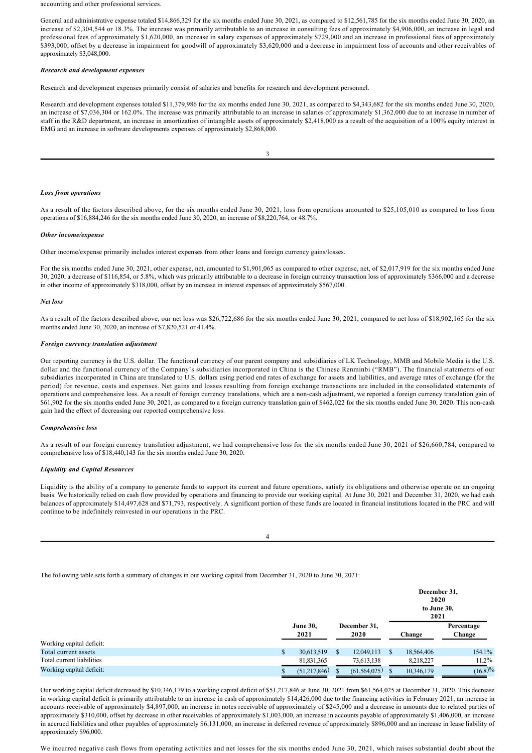accounting and other professional services.

General and administrative expense totaled $14,866,329 for the six months ended June 30, 2021, as compared to $12,561,785 for the six months ended June 30, 2020, an increase of $2,304,544 or 18.3%. The increase was primarily attributable to an increase in consulting fees of approximately $4,906,000, an increase in legal and professional fees of approximately $1,620,000, an increase in salary expenses of approximately $729,000 and an increase in professional fees of approximately $393,000, offset by a decrease in impairment for goodwill of approximately $3,620,000 and a decrease in impairment loss of accounts and other receivables of approximately $3,048,000.

***Research and development expenses***

Research and development expenses primarily consist of salaries and benefits for research and development personnel.

Research and development expenses totaled $11,379,986 for the six months ended June 30, 2021, as compared to $4,343,682 for the six months ended June 30, 2020, an increase of $7,036,304 or 162.0%. The increase was primarily attributable to an increase in salaries of approximately $1,362,000 due to an increase in number of staff in the R&D department, an increase in amortization of intangible assets of approximately $2,418,000 as a result of the acquisition of a 100% equity interest in EMG and an increase in software developments expenses of approximately $2,868,000.

***Loss from operations***

As a result of the factors described above, for the six months ended June 30, 2021, loss from operations amounted to $25,105,010 as compared to loss from operations of $16,884,246 for the six months ended June 30, 2020, an increase of $8,220,764, or 48.7%.

***Other income/expense***

Other income/expense primarily includes interest expenses from other loans and foreign currency gains/losses.

For the six months ended June 30, 2021, other expense, net, amounted to $1,901,065 as compared to other expense, net, of $2,017,919 for the six months ended June 30, 2020, a decrease of $116,854, or 5.8%, which was primarily attributable to a decrease in foreign currency transaction loss of approximately $366,000 and a decrease in other income of approximately $318,000, offset by an increase in interest expenses of approximately $567,000.

***Net loss***

As a result of the factors described above, our net loss was $26,722,686 for the six months ended June 30, 2021, compared to net loss of $18,902,165 for the six months ended June 30, 2020, an increase of $7,820,521 or 41.4%.

***Foreign currency translation adjustment***

Our reporting currency is the U.S. dollar. The functional currency of our parent company and subsidiaries of LK Technology, MMB and Mobile Media is the U.S. dollar and the functional currency of the Company's subsidiaries incorporated in China is the Chinese Renminbi ("RMB"). The financial statements of our subsidiaries incorporated in China are translated to U.S. dollars using period end rates of exchange for assets and liabilities, and average rates of exchange (for the period) for revenue, costs and expenses. Net gains and losses resulting from foreign exchange transactions are included in the consolidated statements of operations and comprehensive loss. As a result of foreign currency translations, which are a non-cash adjustment, we reported a foreign currency translation gain of $61,902 for the six months ended June 30, 2021, as compared to a foreign currency translation gain of $462,022 for the six months ended June 30, 2020. This non-cash gain had the effect of decreasing our reported comprehensive loss.

***Comprehensive loss***

As a result of our foreign currency translation adjustment, we had comprehensive loss for the six months ended June 30, 2021 of $26,660,784, compared to comprehensive loss of $18,440,143 for the six months ended June 30, 2020.

***Liquidity and Capital Resources***

Liquidity is the ability of a company to generate funds to support its current and future operations, satisfy its obligations and otherwise operate on an ongoing basis. We historically relied on cash flow provided by operations and financing to provide our working capital. At June 30, 2021 and December 31, 2020, we had cash balances of approximately $14,497,628 and $71,793, respectively. A significant portion of these funds are located in financial institutions located in the PRC and will continue to be indefinitely reinvested in our operations in the PRC.

The following table sets forth a summary of changes in our working capital from December 31, 2020 to June 30, 2021:

| | June 30, 2021 | December 31, 2020 | December 31, 2020 to June 30, 2021 Change | Percentage Change |
|---|---|---|---|---|
| Working capital deficit: | | | | |
| Total current assets | $ 30,613,519 | $ 12,049,113 | $ 18,564,406 | 154.1% |
| Total current liabilities | 81,831,365 | 73,613,138 | 8,218,227 | 11.2% |
| Working capital deficit: | $ (51,217,846) | $ (61,564,025) | $ 10,346,179 | (16.8)% |

Our working capital deficit decreased by $10,346,179 to a working capital deficit of $51,217,846 at June 30, 2021 from $61,564,025 at December 31, 2020. This decrease in working capital deficit is primarily attributable to an increase in cash of approximately $14,426,000 due to the financing activities in February 2021, an increase in accounts receivable of approximately $4,897,000, an increase in notes receivable of approximately $245,000 and a decrease in amounts due to related parties of approximately $310,000, offset by decrease in other receivables of approximately $1,003,000, an increase in accounts payable of approximately $1,406,000, an increase in accrued liabilities and other payables of approximately $6,131,000, an increase in deferred revenue of approximately $896,000 and an increase in lease liability of approximately $96,000.

We incurred negative cash flows from operating activities and net losses for the six months ended June 30, 2021, which raises substantial doubt about the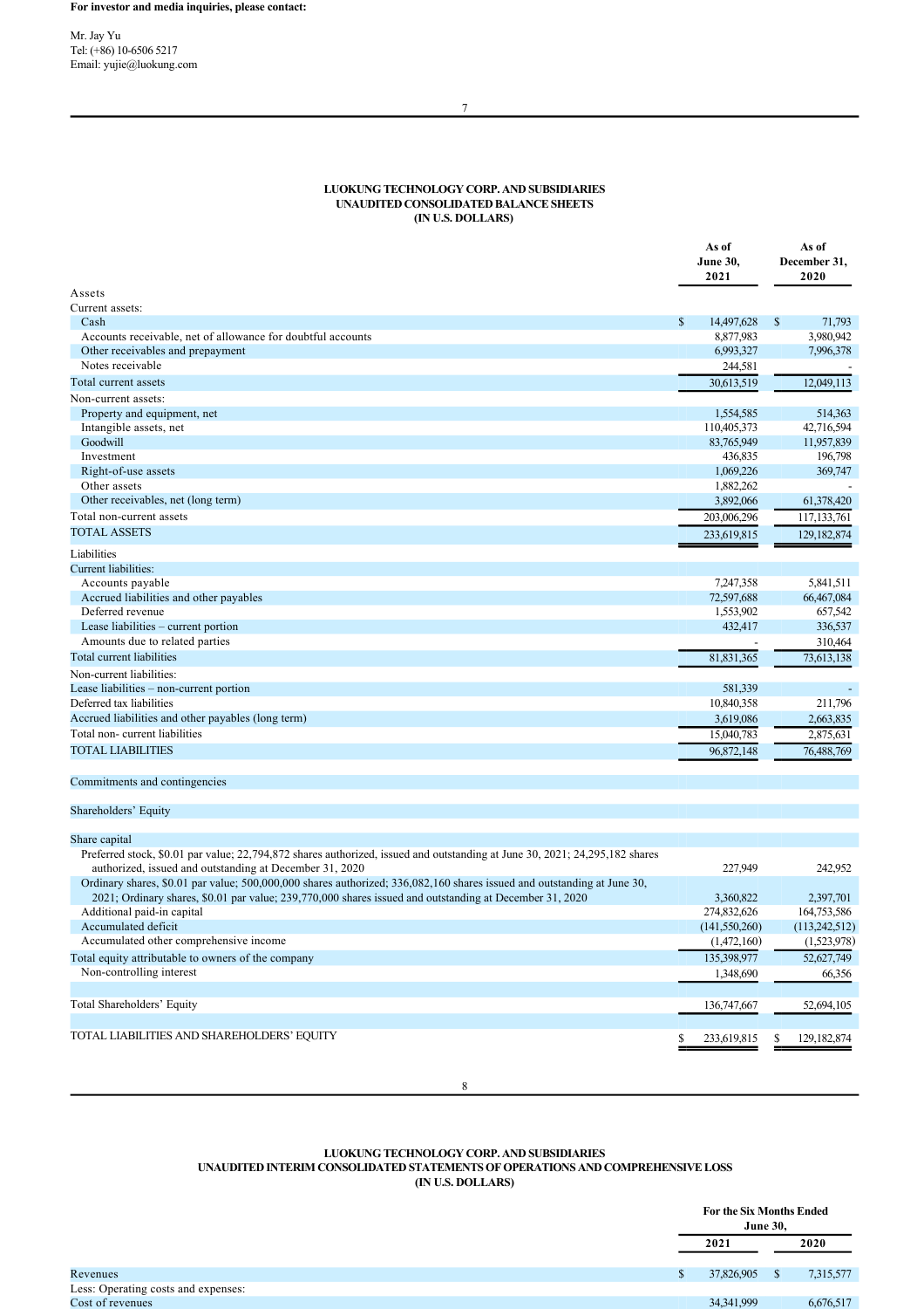**For investor and media inquiries, please contact:**

Mr. Jay Yu
Tel: (+86) 10-6506 5217
Email: yujie@luokung.com

**LUOKUNG TECHNOLOGY CORP. AND SUBSIDIARIES**
**UNAUDITED CONSOLIDATED BALANCE SHEETS**
**(IN U.S. DOLLARS)**

| | As of June 30, 2021 | As of December 31, 2020 |
|---|---|---|
| Assets | | |
| Current assets: | | |
| Cash | $ 14,497,628 | $ 71,793 |
| Accounts receivable, net of allowance for doubtful accounts | 8,877,983 | 3,980,942 |
| Other receivables and prepayment | 6,993,327 | 7,996,378 |
| Notes receivable | 244,581 | - |
| Total current assets | 30,613,519 | 12,049,113 |
| Non-current assets: | | |
| Property and equipment, net | 1,554,585 | 514,363 |
| Intangible assets, net | 110,405,373 | 42,716,594 |
| Goodwill | 83,765,949 | 11,957,839 |
| Investment | 436,835 | 196,798 |
| Right-of-use assets | 1,069,226 | 369,747 |
| Other assets | 1,882,262 | - |
| Other receivables, net (long term) | 3,892,066 | 61,378,420 |
| Total non-current assets | 203,006,296 | 117,133,761 |
| TOTAL ASSETS | 233,619,815 | 129,182,874 |
| Liabilities | | |
| Current liabilities: | | |
| Accounts payable | 7,247,358 | 5,841,511 |
| Accrued liabilities and other payables | 72,597,688 | 66,467,084 |
| Deferred revenue | 1,553,902 | 657,542 |
| Lease liabilities – current portion | 432,417 | 336,537 |
| Amounts due to related parties | - | 310,464 |
| Total current liabilities | 81,831,365 | 73,613,138 |
| Non-current liabilities: | | |
| Lease liabilities – non-current portion | 581,339 | - |
| Deferred tax liabilities | 10,840,358 | 211,796 |
| Accrued liabilities and other payables (long term) | 3,619,086 | 2,663,835 |
| Total non- current liabilities | 15,040,783 | 2,875,631 |
| TOTAL LIABILITIES | 96,872,148 | 76,488,769 |
| | | |
| Commitments and contingencies | | |
| | | |
| Shareholders' Equity | | |
| | | |
| Share capital | | |
| Preferred stock, $0.01 par value; 22,794,872 shares authorized, issued and outstanding at June 30, 2021; 24,295,182 shares authorized, issued and outstanding at December 31, 2020 | 227,949 | 242,952 |
| Ordinary shares, $0.01 par value; 500,000,000 shares authorized; 336,082,160 shares issued and outstanding at June 30, 2021; Ordinary shares, $0.01 par value; 239,770,000 shares issued and outstanding at December 31, 2020 | 3,360,822 | 2,397,701 |
| Additional paid-in capital | 274,832,626 | 164,753,586 |
| Accumulated deficit | (141,550,260) | (113,242,512) |
| Accumulated other comprehensive income | (1,472,160) | (1,523,978) |
| Total equity attributable to owners of the company | 135,398,977 | 52,627,749 |
| Non-controlling interest | 1,348,690 | 66,356 |
| | | |
| Total Shareholders' Equity | 136,747,667 | 52,694,105 |
| | | |
| TOTAL LIABILITIES AND SHAREHOLDERS' EQUITY | $ 233,619,815 | $ 129,182,874 |

**LUOKUNG TECHNOLOGY CORP. AND SUBSIDIARIES**
**UNAUDITED INTERIM CONSOLIDATED STATEMENTS OF OPERATIONS AND COMPREHENSIVE LOSS**
**(IN U.S. DOLLARS)**

| | For the Six Months Ended June 30, 2021 | For the Six Months Ended June 30, 2020 |
|---|---|---|
| Revenues | $ 37,826,905 | $ 7,315,577 |
| Less: Operating costs and expenses: | | |
| Cost of revenues | 34,341,999 | 6,676,517 |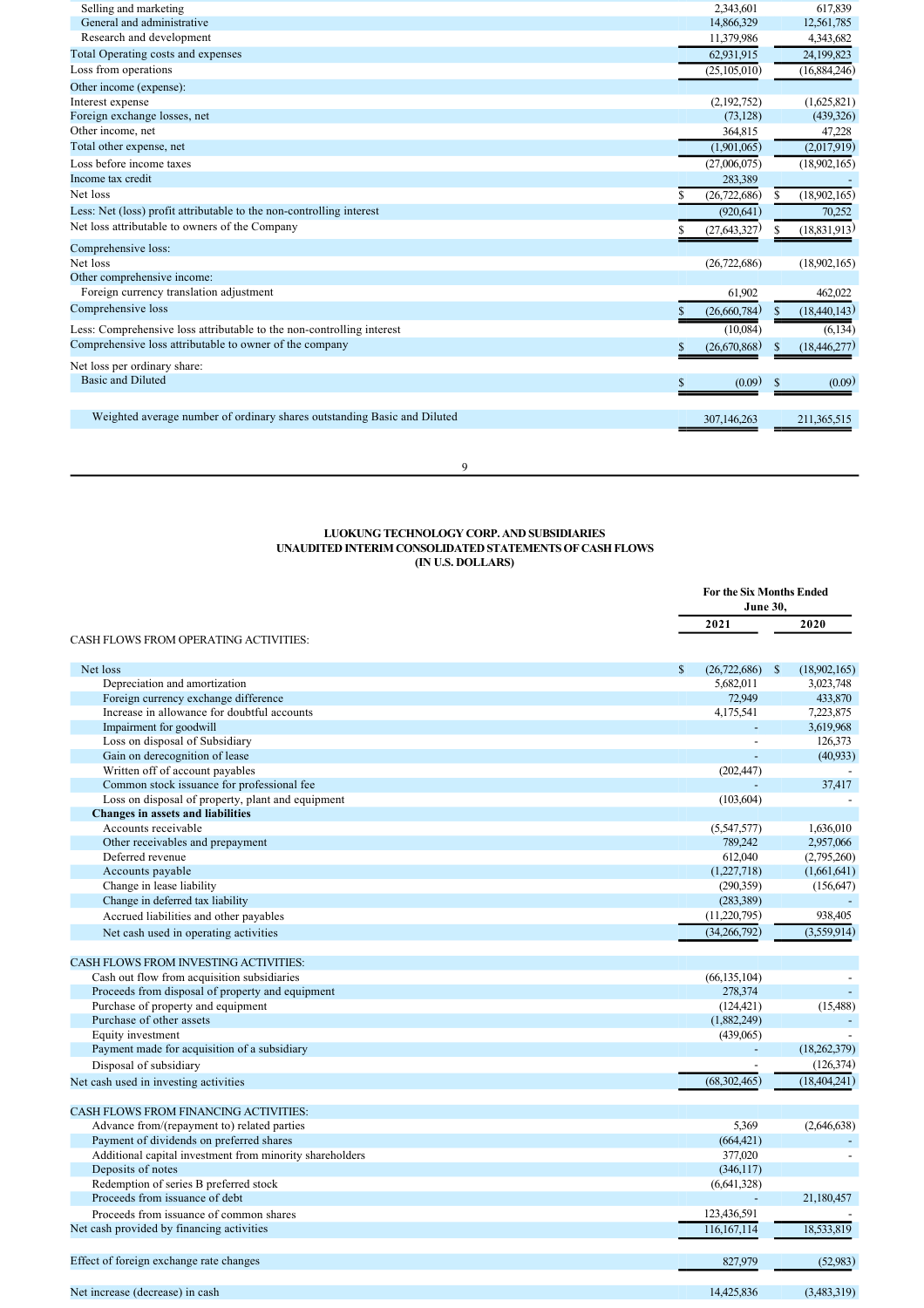| | | |
|---|---|---|
| Selling and marketing | 2,343,601 | 617,839 |
| General and administrative | 14,866,329 | 12,561,785 |
| Research and development | 11,379,986 | 4,343,682 |
| Total Operating costs and expenses | 62,931,915 | 24,199,823 |
| Loss from operations | (25,105,010) | (16,884,246) |
| Other income (expense): | | |
| Interest expense | (2,192,752) | (1,625,821) |
| Foreign exchange losses, net | (73,128) | (439,326) |
| Other income, net | 364,815 | 47,228 |
| Total other expense, net | (1,901,065) | (2,017,919) |
| Loss before income taxes | (27,006,075) | (18,902,165) |
| Income tax credit | 283,389 | - |
| Net loss | $ (26,722,686) | $ (18,902,165) |
| Less: Net (loss) profit attributable to the non-controlling interest | (920,641) | 70,252 |
| Net loss attributable to owners of the Company | $ (27,643,327) | $ (18,831,913) |
| Comprehensive loss: | | |
| Net loss | (26,722,686) | (18,902,165) |
| Other comprehensive income: | | |
| Foreign currency translation adjustment | 61,902 | 462,022 |
| Comprehensive loss | $ (26,660,784) | $ (18,440,143) |
| Less: Comprehensive loss attributable to the non-controlling interest | (10,084) | (6,134) |
| Comprehensive loss attributable to owner of the company | $ (26,670,868) | $ (18,446,277) |
| Net loss per ordinary share: | | |
| Basic and Diluted | $ (0.09) | $ (0.09) |
| Weighted average number of ordinary shares outstanding Basic and Diluted | 307,146,263 | 211,365,515 |

**LUOKUNG TECHNOLOGY CORP. AND SUBSIDIARIES**
**UNAUDITED INTERIM CONSOLIDATED STATEMENTS OF CASH FLOWS**
**(IN U.S. DOLLARS)**

| | For the Six Months Ended June 30, | |
|---|---|---|
| | **2021** | **2020** |
| CASH FLOWS FROM OPERATING ACTIVITIES: | | |
| Net loss | $ (26,722,686) | $ (18,902,165) |
| Depreciation and amortization | 5,682,011 | 3,023,748 |
| Foreign currency exchange difference | 72,949 | 433,870 |
| Increase in allowance for doubtful accounts | 4,175,541 | 7,223,875 |
| Impairment for goodwill | - | 3,619,968 |
| Loss on disposal of Subsidiary | - | 126,373 |
| Gain on derecognition of lease | - | (40,933) |
| Written off of account payables | (202,447) | - |
| Common stock issuance for professional fee | - | 37,417 |
| Loss on disposal of property, plant and equipment | (103,604) | - |
| **Changes in assets and liabilities** | | |
| Accounts receivable | (5,547,577) | 1,636,010 |
| Other receivables and prepayment | 789,242 | 2,957,066 |
| Deferred revenue | 612,040 | (2,795,260) |
| Accounts payable | (1,227,718) | (1,661,641) |
| Change in lease liability | (290,359) | (156,647) |
| Change in deferred tax liability | (283,389) | - |
| Accrued liabilities and other payables | (11,220,795) | 938,405 |
| Net cash used in operating activities | (34,266,792) | (3,559,914) |
| CASH FLOWS FROM INVESTING ACTIVITIES: | | |
| Cash out flow from acquisition subsidiaries | (66,135,104) | - |
| Proceeds from disposal of property and equipment | 278,374 | - |
| Purchase of property and equipment | (124,421) | (15,488) |
| Purchase of other assets | (1,882,249) | - |
| Equity investment | (439,065) | - |
| Payment made for acquisition of a subsidiary | - | (18,262,379) |
| Disposal of subsidiary | - | (126,374) |
| Net cash used in investing activities | (68,302,465) | (18,404,241) |
| CASH FLOWS FROM FINANCING ACTIVITIES: | | |
| Advance from/(repayment to) related parties | 5,369 | (2,646,638) |
| Payment of dividends on preferred shares | (664,421) | - |
| Additional capital investment from minority shareholders | 377,020 | - |
| Deposits of notes | (346,117) | |
| Redemption of series B preferred stock | (6,641,328) | |
| Proceeds from issuance of debt | - | 21,180,457 |
| Proceeds from issuance of common shares | 123,436,591 | - |
| Net cash provided by financing activities | 116,167,114 | 18,533,819 |
| Effect of foreign exchange rate changes | 827,979 | (52,983) |
| Net increase (decrease) in cash | 14,425,836 | (3,483,319) |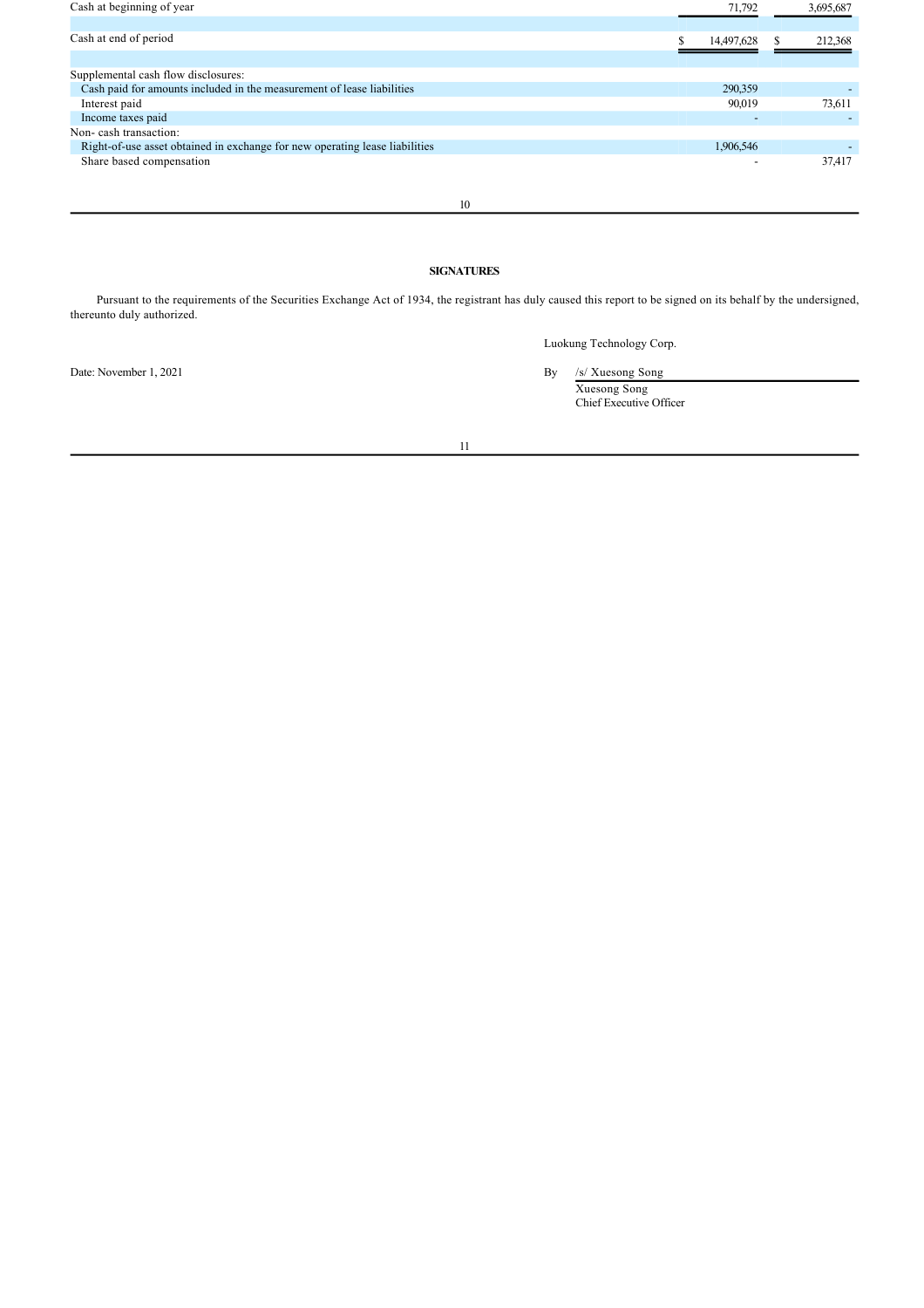| | | |
|---|---|---|
| Cash at beginning of year | 71,792 | 3,695,687 |
| Cash at end of period | $ 14,497,628 | $ 212,368 |
| Supplemental cash flow disclosures: | | |
| Cash paid for amounts included in the measurement of lease liabilities | 290,359 | - |
| Interest paid | 90,019 | 73,611 |
| Income taxes paid | - | - |
| Non- cash transaction: | | |
| Right-of-use asset obtained in exchange for new operating lease liabilities | 1,906,546 | - |
| Share based compensation | - | 37,417 |

## SIGNATURES

Pursuant to the requirements of the Securities Exchange Act of 1934, the registrant has duly caused this report to be signed on its behalf by the undersigned, thereunto duly authorized.

Luokung Technology Corp.

Date: November 1, 2021

By /s/ Xuesong Song
Xuesong Song
Chief Executive Officer